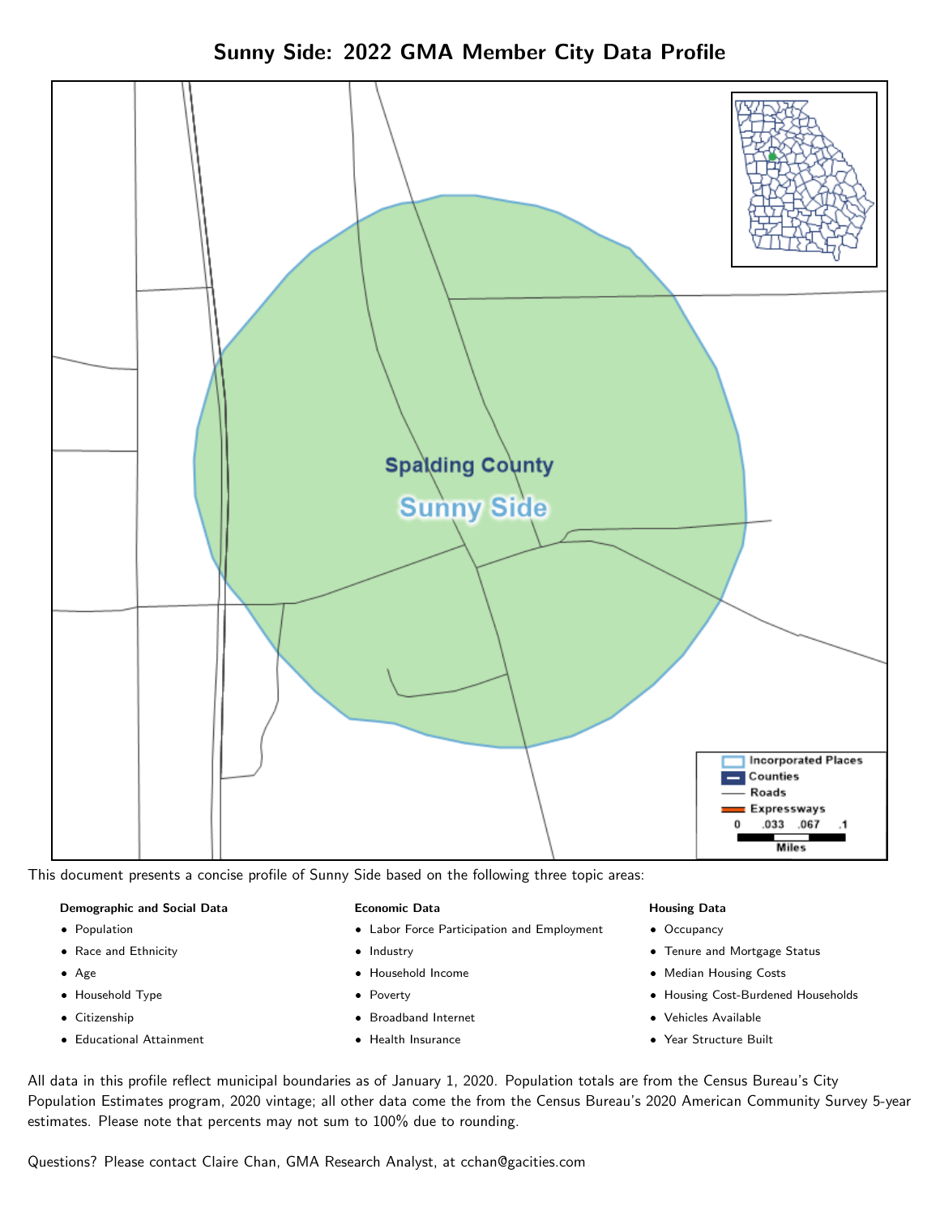# Sunny Side: 2022 GMA Member City Data Profile

This document presents a concise profile of Sunny Side based on the following three topic areas:

**Demographic and Social Data**

- Population
- Race and Ethnicity
- Age
- Household Type
- Citizenship
- Educational Attainment

**Economic Data**

- Labor Force Participation and Employment
- Industry
- Household Income
- Poverty
- Broadband Internet
- Health Insurance

**Housing Data**

- Occupancy
- Tenure and Mortgage Status
- Median Housing Costs
- Housing Cost-Burdened Households
- Vehicles Available
- Year Structure Built

All data in this profile reflect municipal boundaries as of January 1, 2020. Population totals are from the Census Bureau's City Population Estimates program, 2020 vintage; all other data come the from the Census Bureau's 2020 American Community Survey 5-year estimates. Please note that percents may not sum to 100% due to rounding.

Questions? Please contact Claire Chan, GMA Research Analyst, at cchan@gacities.com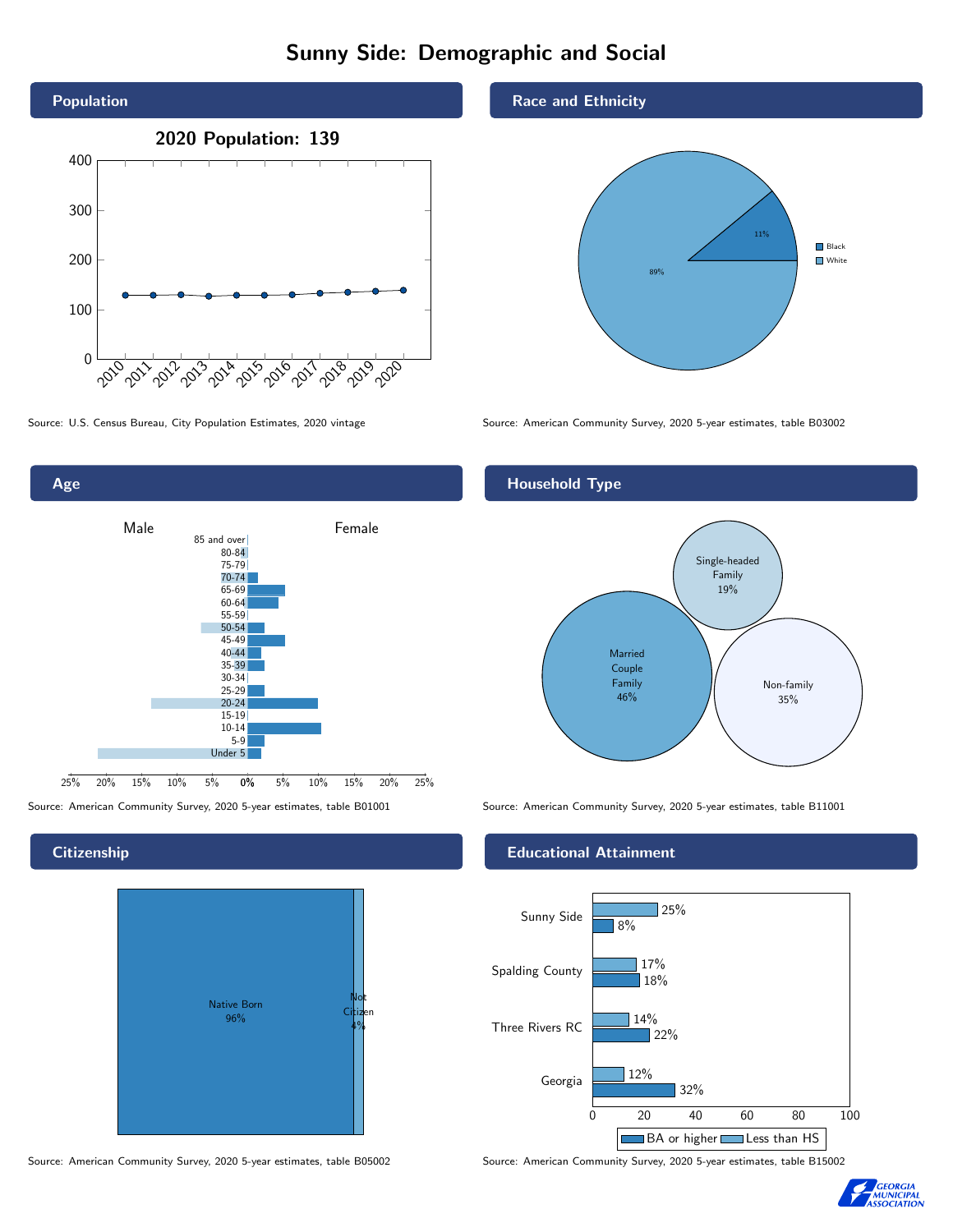# Sunny Side: Demographic and Social

## Population

**2020 Population: 139**

Source: U.S. Census Bureau, City Population Estimates, 2020 vintage

## Race and Ethnicity

| Race | Percent |
|---|---|
| Black | 11% |
| White | 89% |

Source: American Community Survey, 2020 5-year estimates, table B03002

## Age

Male / Female

Age groups: 85 and over, 80-84, 75-79, 70-74, 65-69, 60-64, 55-59, 50-54, 45-49, 40-44, 35-39, 30-34, 25-29, 20-24, 15-19, 10-14, 5-9, Under 5

Source: American Community Survey, 2020 5-year estimates, table B01001

## Household Type

| Household Type | Percent |
|---|---|
| Married Couple Family | 46% |
| Single-headed Family | 19% |
| Non-family | 35% |

Source: American Community Survey, 2020 5-year estimates, table B11001

## Citizenship

| Citizenship | Percent |
|---|---|
| Native Born | 96% |
| Not Citizen | 4% |

Source: American Community Survey, 2020 5-year estimates, table B05002

## Educational Attainment

| Area | Less than HS | BA or higher |
|---|---|---|
| Sunny Side | 25% | 8% |
| Spalding County | 17% | 18% |
| Three Rivers RC | 14% | 22% |
| Georgia | 12% | 32% |

Source: American Community Survey, 2020 5-year estimates, table B15002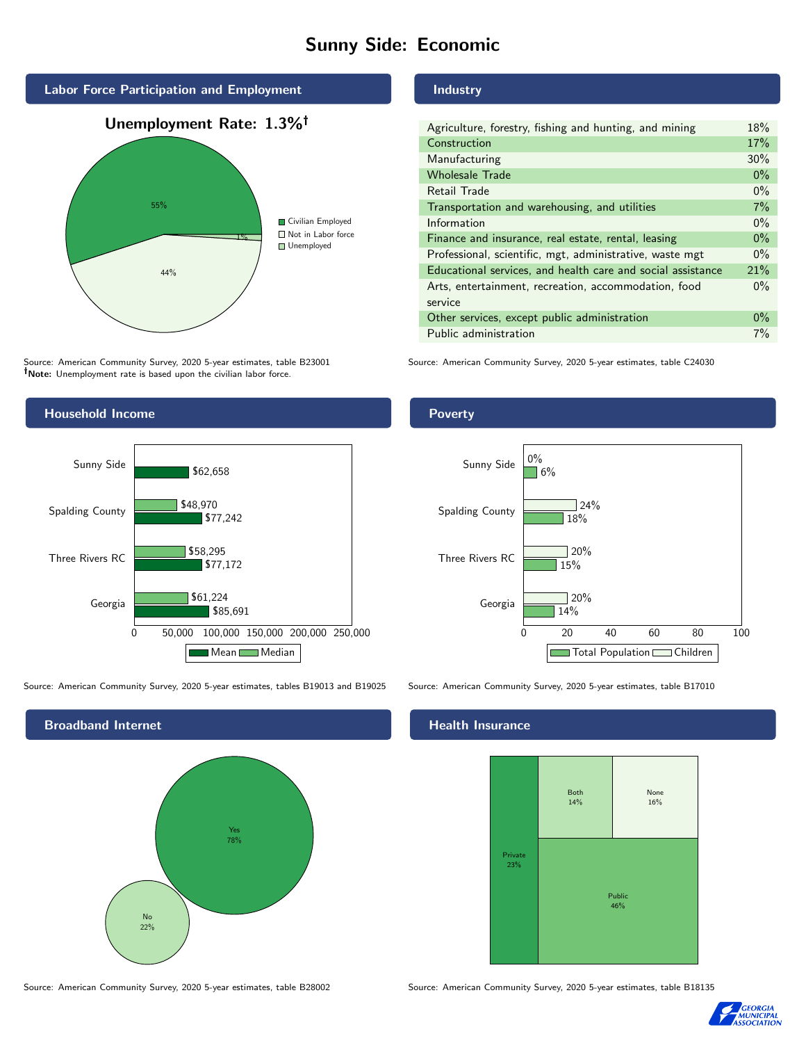# Sunny Side: Economic

## Labor Force Participation and Employment

**Unemployment Rate: 1.3%†**

| Category | Percent |
|---|---|
| Civilian Employed | 55% |
| Not in Labor force | 44% |
| Unemployed | 1% |

Source: American Community Survey, 2020 5-year estimates, table B23001
**†Note:** Unemployment rate is based upon the civilian labor force.

## Industry

| Industry | Percent |
|---|---|
| Agriculture, forestry, fishing and hunting, and mining | 18% |
| Construction | 17% |
| Manufacturing | 30% |
| Wholesale Trade | 0% |
| Retail Trade | 0% |
| Transportation and warehousing, and utilities | 7% |
| Information | 0% |
| Finance and insurance, real estate, rental, leasing | 0% |
| Professional, scientific, mgt, administrative, waste mgt | 0% |
| Educational services, and health care and social assistance | 21% |
| Arts, entertainment, recreation, accommodation, food service | 0% |
| Other services, except public administration | 0% |
| Public administration | 7% |

Source: American Community Survey, 2020 5-year estimates, table C24030

## Household Income

| | Median | Mean |
|---|---|---|
| Sunny Side | | $62,658 |
| Spalding County | $48,970 | $77,242 |
| Three Rivers RC | $58,295 | $77,172 |
| Georgia | $61,224 | $85,691 |

Source: American Community Survey, 2020 5-year estimates, tables B19013 and B19025

## Poverty

| | Children | Total Population |
|---|---|---|
| Sunny Side | 0% | 6% |
| Spalding County | 24% | 18% |
| Three Rivers RC | 20% | 15% |
| Georgia | 20% | 14% |

Source: American Community Survey, 2020 5-year estimates, table B17010

## Broadband Internet

| | Percent |
|---|---|
| Yes | 78% |
| No | 22% |

Source: American Community Survey, 2020 5-year estimates, table B28002

## Health Insurance

| | Percent |
|---|---|
| Private | 23% |
| Both | 14% |
| None | 16% |
| Public | 46% |

Source: American Community Survey, 2020 5-year estimates, table B18135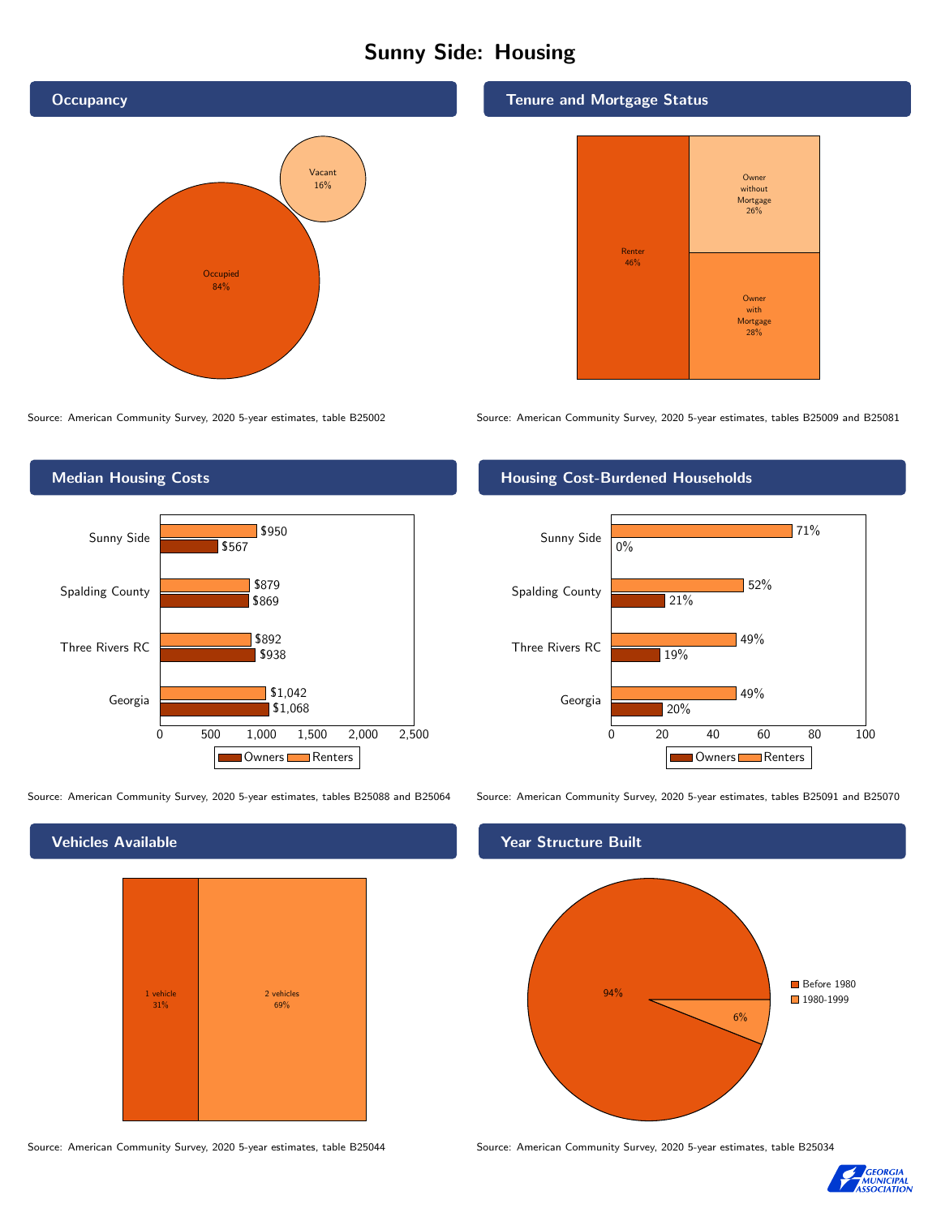# Sunny Side: Housing

## Occupancy

Vacant
16%

Occupied
84%

Source: American Community Survey, 2020 5-year estimates, table B25002

## Tenure and Mortgage Status

Renter
46%

Owner
without
Mortgage
26%

Owner
with
Mortgage
28%

Source: American Community Survey, 2020 5-year estimates, tables B25009 and B25081

## Median Housing Costs

Sunny Side
$950
$567

Spalding County
$879
$869

Three Rivers RC
$892
$938

Georgia
$1,042
$1,068

0
500
1,000
1,500
2,000
2,500

Owners Renters

Source: American Community Survey, 2020 5-year estimates, tables B25088 and B25064

## Housing Cost-Burdened Households

Sunny Side
71%
0%

Spalding County
52%
21%

Three Rivers RC
49%
19%

Georgia
49%
20%

0
20
40
60
80
100

Owners Renters

Source: American Community Survey, 2020 5-year estimates, tables B25091 and B25070

## Vehicles Available

1 vehicle
31%

2 vehicles
69%

Source: American Community Survey, 2020 5-year estimates, table B25044

## Year Structure Built

94%

6%

Before 1980
1980-1999

Source: American Community Survey, 2020 5-year estimates, table B25034